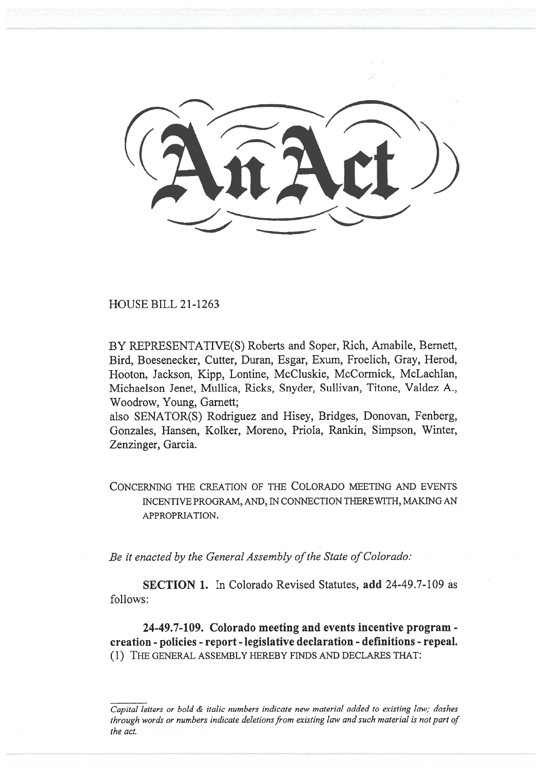# An Act

HOUSE BILL 21-1263

BY REPRESENTATIVE(S) Roberts and Soper, Rich, Amabile, Bernett, Bird, Boesenecker, Cutter, Duran, Esgar, Exum, Froelich, Gray, Herod, Hooton, Jackson, Kipp, Lontine, McCluskie, McCormick, McLachlan, Michaelson Jenet, Mullica, Ricks, Snyder, Sullivan, Titone, Valdez A., Woodrow, Young, Garnett;
also SENATOR(S) Rodriguez and Hisey, Bridges, Donovan, Fenberg, Gonzales, Hansen, Kolker, Moreno, Priola, Rankin, Simpson, Winter, Zenzinger, Garcia.

CONCERNING THE CREATION OF THE COLORADO MEETING AND EVENTS INCENTIVE PROGRAM, AND, IN CONNECTION THEREWITH, MAKING AN APPROPRIATION.

*Be it enacted by the General Assembly of the State of Colorado:*

**SECTION 1.** In Colorado Revised Statutes, **add** 24-49.7-109 as follows:

**24-49.7-109. Colorado meeting and events incentive program - creation - policies - report - legislative declaration - definitions - repeal.** (1) THE GENERAL ASSEMBLY HEREBY FINDS AND DECLARES THAT:

*Capital letters or bold & italic numbers indicate new material added to existing law; dashes through words or numbers indicate deletions from existing law and such material is not part of the act.*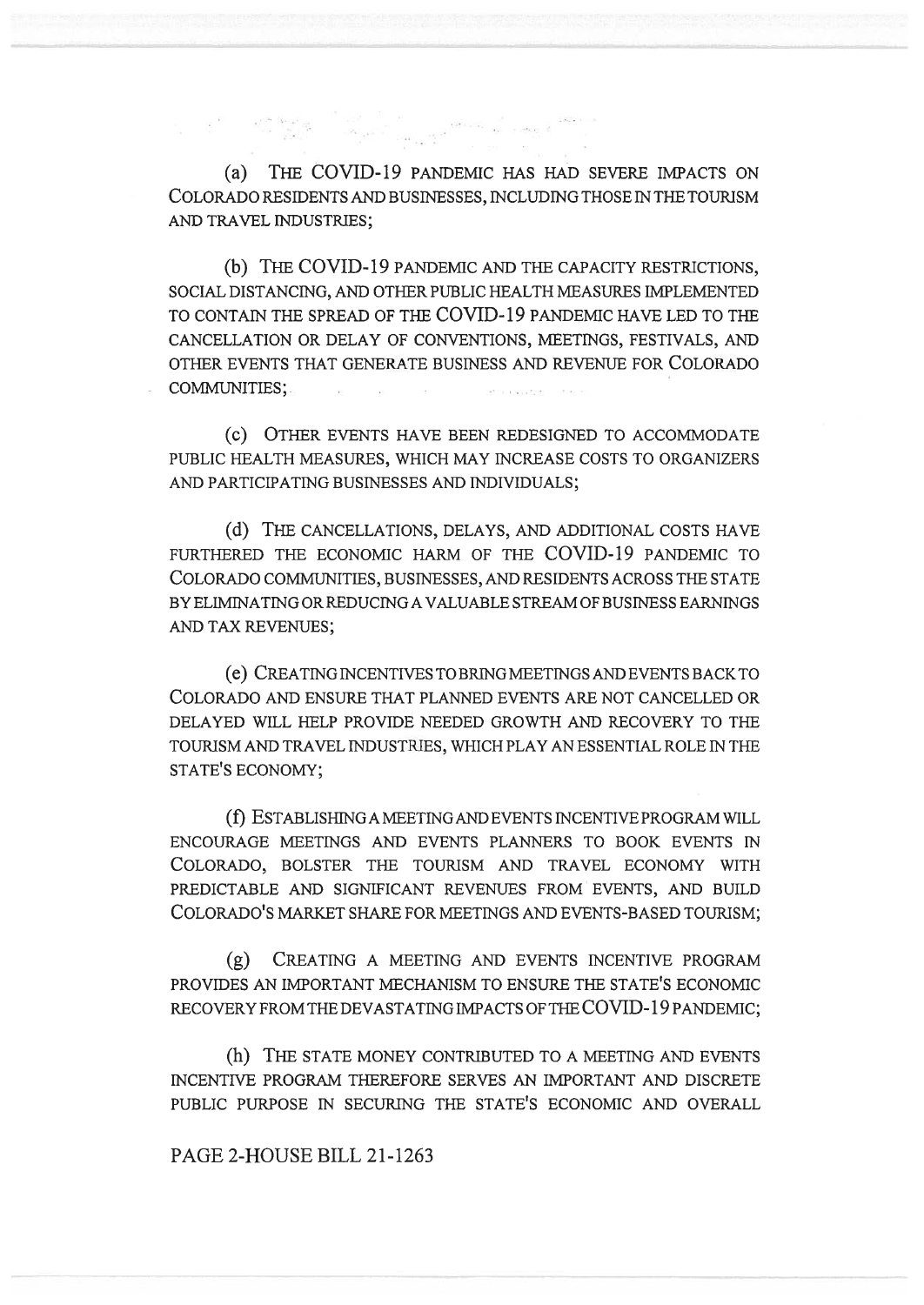(a) THE COVID-19 PANDEMIC HAS HAD SEVERE IMPACTS ON COLORADO RESIDENTS AND BUSINESSES, INCLUDING THOSE IN THE TOURISM AND TRAVEL INDUSTRIES;

(b) THE COVID-19 PANDEMIC AND THE CAPACITY RESTRICTIONS, SOCIAL DISTANCING, AND OTHER PUBLIC HEALTH MEASURES IMPLEMENTED TO CONTAIN THE SPREAD OF THE COVID-19 PANDEMIC HAVE LED TO THE CANCELLATION OR DELAY OF CONVENTIONS, MEETINGS, FESTIVALS, AND OTHER EVENTS THAT GENERATE BUSINESS AND REVENUE FOR COLORADO COMMUNITIES;

(c) OTHER EVENTS HAVE BEEN REDESIGNED TO ACCOMMODATE PUBLIC HEALTH MEASURES, WHICH MAY INCREASE COSTS TO ORGANIZERS AND PARTICIPATING BUSINESSES AND INDIVIDUALS;

(d) THE CANCELLATIONS, DELAYS, AND ADDITIONAL COSTS HAVE FURTHERED THE ECONOMIC HARM OF THE COVID-19 PANDEMIC TO COLORADO COMMUNITIES, BUSINESSES, AND RESIDENTS ACROSS THE STATE BY ELIMINATING OR REDUCING A VALUABLE STREAM OF BUSINESS EARNINGS AND TAX REVENUES;

(e) CREATING INCENTIVES TO BRING MEETINGS AND EVENTS BACK TO COLORADO AND ENSURE THAT PLANNED EVENTS ARE NOT CANCELLED OR DELAYED WILL HELP PROVIDE NEEDED GROWTH AND RECOVERY TO THE TOURISM AND TRAVEL INDUSTRIES, WHICH PLAY AN ESSENTIAL ROLE IN THE STATE'S ECONOMY;

(f) ESTABLISHING A MEETING AND EVENTS INCENTIVE PROGRAM WILL ENCOURAGE MEETINGS AND EVENTS PLANNERS TO BOOK EVENTS IN COLORADO, BOLSTER THE TOURISM AND TRAVEL ECONOMY WITH PREDICTABLE AND SIGNIFICANT REVENUES FROM EVENTS, AND BUILD COLORADO'S MARKET SHARE FOR MEETINGS AND EVENTS-BASED TOURISM;

(g) CREATING A MEETING AND EVENTS INCENTIVE PROGRAM PROVIDES AN IMPORTANT MECHANISM TO ENSURE THE STATE'S ECONOMIC RECOVERY FROM THE DEVASTATING IMPACTS OF THE COVID-19 PANDEMIC;

(h) THE STATE MONEY CONTRIBUTED TO A MEETING AND EVENTS INCENTIVE PROGRAM THEREFORE SERVES AN IMPORTANT AND DISCRETE PUBLIC PURPOSE IN SECURING THE STATE'S ECONOMIC AND OVERALL

PAGE 2-HOUSE BILL 21-1263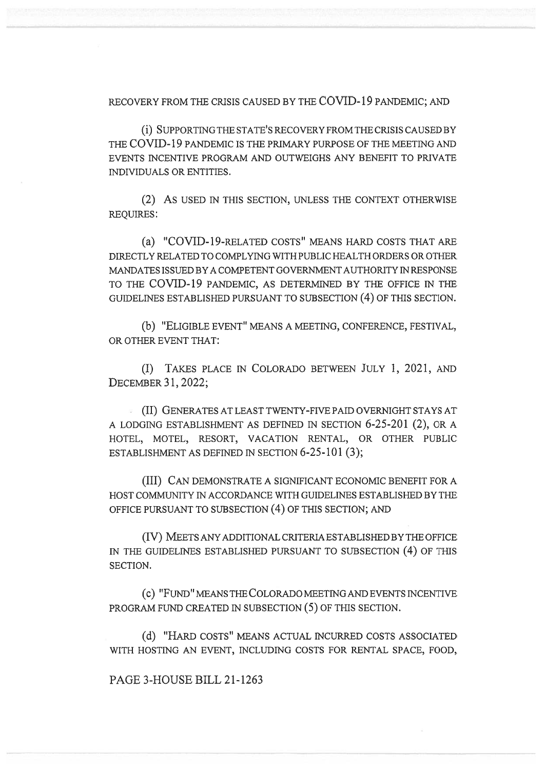RECOVERY FROM THE CRISIS CAUSED BY THE COVID-19 PANDEMIC; AND

(i) SUPPORTING THE STATE'S RECOVERY FROM THE CRISIS CAUSED BY THE COVID-19 PANDEMIC IS THE PRIMARY PURPOSE OF THE MEETING AND EVENTS INCENTIVE PROGRAM AND OUTWEIGHS ANY BENEFIT TO PRIVATE INDIVIDUALS OR ENTITIES.

(2) AS USED IN THIS SECTION, UNLESS THE CONTEXT OTHERWISE REQUIRES:

(a) "COVID-19-RELATED COSTS" MEANS HARD COSTS THAT ARE DIRECTLY RELATED TO COMPLYING WITH PUBLIC HEALTH ORDERS OR OTHER MANDATES ISSUED BY A COMPETENT GOVERNMENT AUTHORITY IN RESPONSE TO THE COVID-19 PANDEMIC, AS DETERMINED BY THE OFFICE IN THE GUIDELINES ESTABLISHED PURSUANT TO SUBSECTION (4) OF THIS SECTION.

(b) "ELIGIBLE EVENT" MEANS A MEETING, CONFERENCE, FESTIVAL, OR OTHER EVENT THAT:

(I) TAKES PLACE IN COLORADO BETWEEN JULY 1, 2021, AND DECEMBER 31, 2022;

(II) GENERATES AT LEAST TWENTY-FIVE PAID OVERNIGHT STAYS AT A LODGING ESTABLISHMENT AS DEFINED IN SECTION 6-25-201 (2), OR A HOTEL, MOTEL, RESORT, VACATION RENTAL, OR OTHER PUBLIC ESTABLISHMENT AS DEFINED IN SECTION 6-25-101 (3);

(III) CAN DEMONSTRATE A SIGNIFICANT ECONOMIC BENEFIT FOR A HOST COMMUNITY IN ACCORDANCE WITH GUIDELINES ESTABLISHED BY THE OFFICE PURSUANT TO SUBSECTION (4) OF THIS SECTION; AND

(IV) MEETS ANY ADDITIONAL CRITERIA ESTABLISHED BY THE OFFICE IN THE GUIDELINES ESTABLISHED PURSUANT TO SUBSECTION (4) OF THIS SECTION.

(c) "FUND" MEANS THE COLORADO MEETING AND EVENTS INCENTIVE PROGRAM FUND CREATED IN SUBSECTION (5) OF THIS SECTION.

(d) "HARD COSTS" MEANS ACTUAL INCURRED COSTS ASSOCIATED WITH HOSTING AN EVENT, INCLUDING COSTS FOR RENTAL SPACE, FOOD,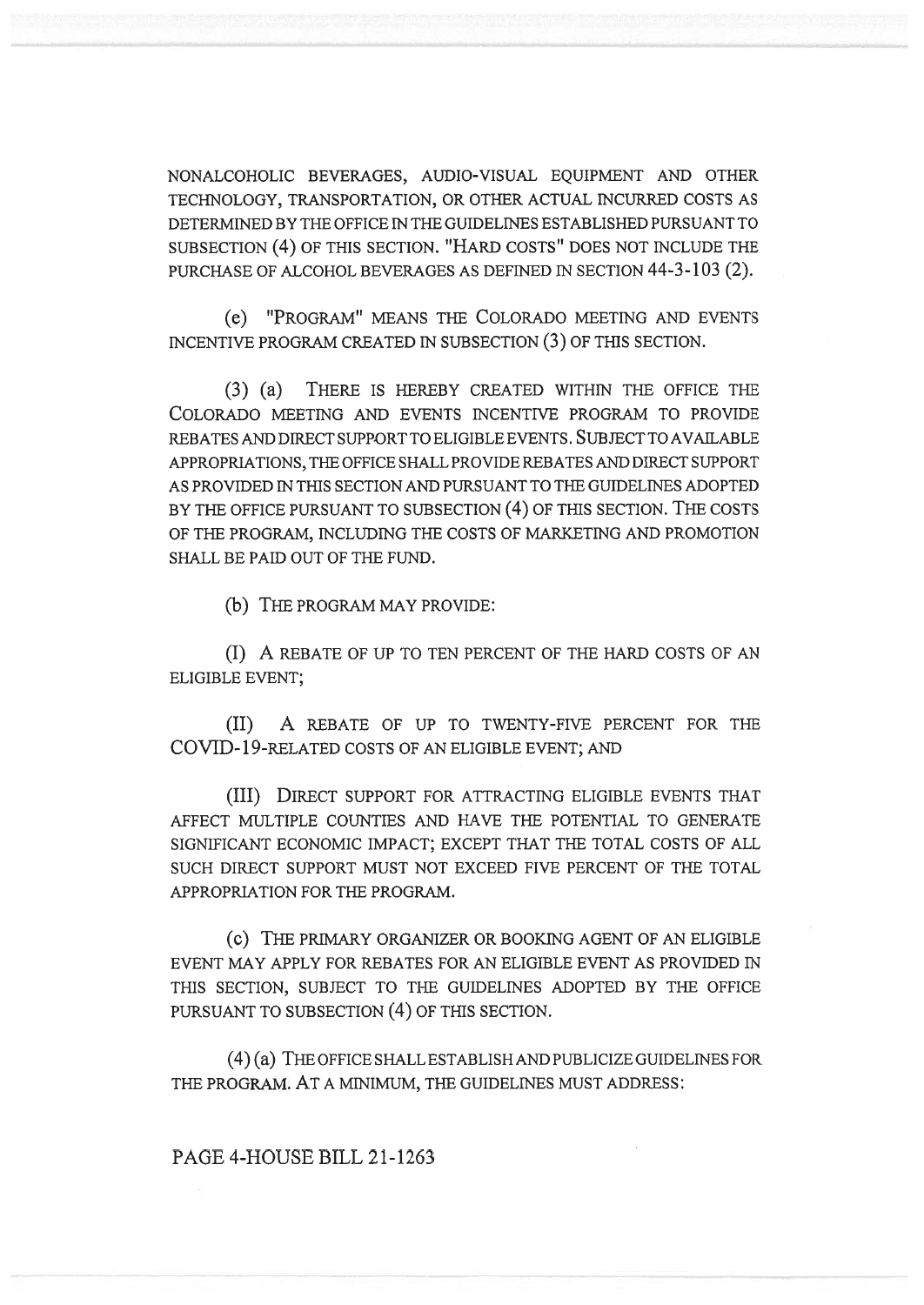NONALCOHOLIC BEVERAGES, AUDIO-VISUAL EQUIPMENT AND OTHER TECHNOLOGY, TRANSPORTATION, OR OTHER ACTUAL INCURRED COSTS AS DETERMINED BY THE OFFICE IN THE GUIDELINES ESTABLISHED PURSUANT TO SUBSECTION (4) OF THIS SECTION. "HARD COSTS" DOES NOT INCLUDE THE PURCHASE OF ALCOHOL BEVERAGES AS DEFINED IN SECTION 44-3-103 (2).

(e) "PROGRAM" MEANS THE COLORADO MEETING AND EVENTS INCENTIVE PROGRAM CREATED IN SUBSECTION (3) OF THIS SECTION.

(3) (a) THERE IS HEREBY CREATED WITHIN THE OFFICE THE COLORADO MEETING AND EVENTS INCENTIVE PROGRAM TO PROVIDE REBATES AND DIRECT SUPPORT TO ELIGIBLE EVENTS. SUBJECT TO AVAILABLE APPROPRIATIONS, THE OFFICE SHALL PROVIDE REBATES AND DIRECT SUPPORT AS PROVIDED IN THIS SECTION AND PURSUANT TO THE GUIDELINES ADOPTED BY THE OFFICE PURSUANT TO SUBSECTION (4) OF THIS SECTION. THE COSTS OF THE PROGRAM, INCLUDING THE COSTS OF MARKETING AND PROMOTION SHALL BE PAID OUT OF THE FUND.

(b) THE PROGRAM MAY PROVIDE:

(I) A REBATE OF UP TO TEN PERCENT OF THE HARD COSTS OF AN ELIGIBLE EVENT;

(II) A REBATE OF UP TO TWENTY-FIVE PERCENT FOR THE COVID-19-RELATED COSTS OF AN ELIGIBLE EVENT; AND

(III) DIRECT SUPPORT FOR ATTRACTING ELIGIBLE EVENTS THAT AFFECT MULTIPLE COUNTIES AND HAVE THE POTENTIAL TO GENERATE SIGNIFICANT ECONOMIC IMPACT; EXCEPT THAT THE TOTAL COSTS OF ALL SUCH DIRECT SUPPORT MUST NOT EXCEED FIVE PERCENT OF THE TOTAL APPROPRIATION FOR THE PROGRAM.

(c) THE PRIMARY ORGANIZER OR BOOKING AGENT OF AN ELIGIBLE EVENT MAY APPLY FOR REBATES FOR AN ELIGIBLE EVENT AS PROVIDED IN THIS SECTION, SUBJECT TO THE GUIDELINES ADOPTED BY THE OFFICE PURSUANT TO SUBSECTION (4) OF THIS SECTION.

(4) (a) THE OFFICE SHALL ESTABLISH AND PUBLICIZE GUIDELINES FOR THE PROGRAM. AT A MINIMUM, THE GUIDELINES MUST ADDRESS: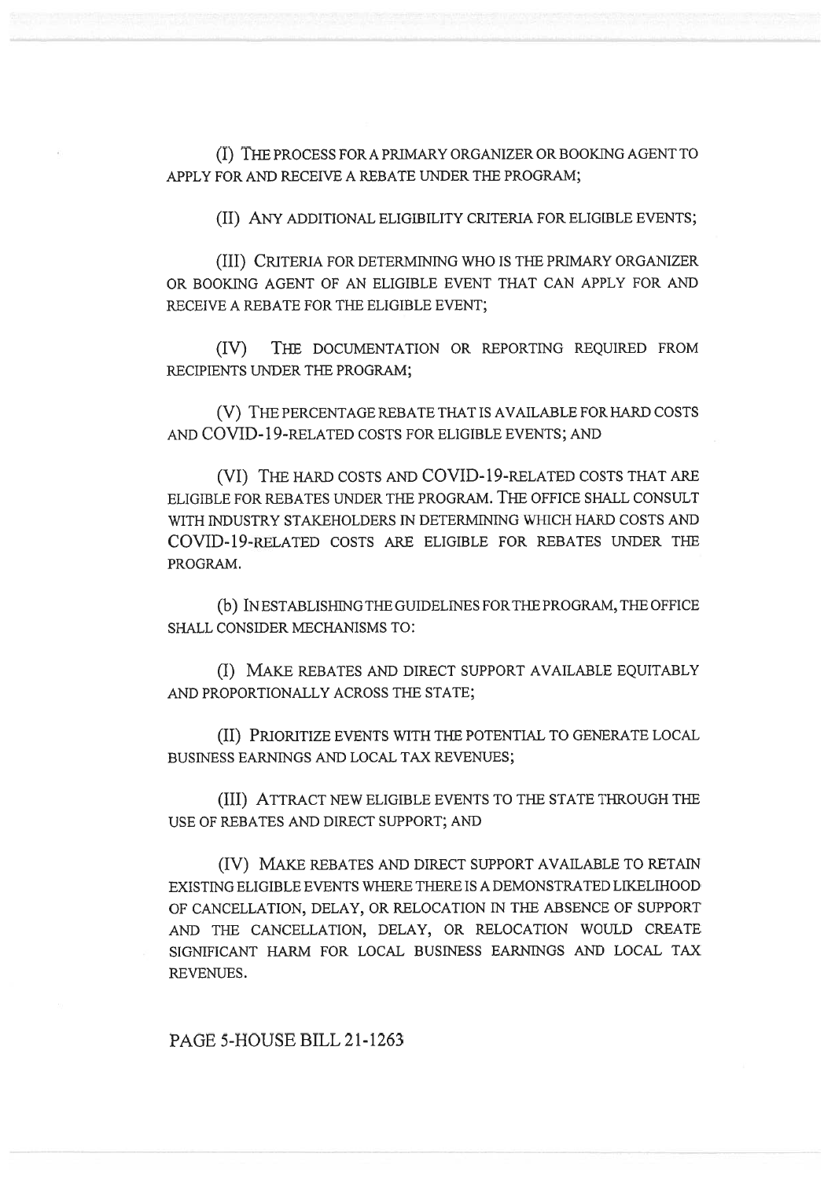(I) THE PROCESS FOR A PRIMARY ORGANIZER OR BOOKING AGENT TO APPLY FOR AND RECEIVE A REBATE UNDER THE PROGRAM;

(II) ANY ADDITIONAL ELIGIBILITY CRITERIA FOR ELIGIBLE EVENTS;

(III) CRITERIA FOR DETERMINING WHO IS THE PRIMARY ORGANIZER OR BOOKING AGENT OF AN ELIGIBLE EVENT THAT CAN APPLY FOR AND RECEIVE A REBATE FOR THE ELIGIBLE EVENT;

(IV) THE DOCUMENTATION OR REPORTING REQUIRED FROM RECIPIENTS UNDER THE PROGRAM;

(V) THE PERCENTAGE REBATE THAT IS AVAILABLE FOR HARD COSTS AND COVID-19-RELATED COSTS FOR ELIGIBLE EVENTS; AND

(VI) THE HARD COSTS AND COVID-19-RELATED COSTS THAT ARE ELIGIBLE FOR REBATES UNDER THE PROGRAM. THE OFFICE SHALL CONSULT WITH INDUSTRY STAKEHOLDERS IN DETERMINING WHICH HARD COSTS AND COVID-19-RELATED COSTS ARE ELIGIBLE FOR REBATES UNDER THE PROGRAM.

(b) IN ESTABLISHING THE GUIDELINES FOR THE PROGRAM, THE OFFICE SHALL CONSIDER MECHANISMS TO:

(I) MAKE REBATES AND DIRECT SUPPORT AVAILABLE EQUITABLY AND PROPORTIONALLY ACROSS THE STATE;

(II) PRIORITIZE EVENTS WITH THE POTENTIAL TO GENERATE LOCAL BUSINESS EARNINGS AND LOCAL TAX REVENUES;

(III) ATTRACT NEW ELIGIBLE EVENTS TO THE STATE THROUGH THE USE OF REBATES AND DIRECT SUPPORT; AND

(IV) MAKE REBATES AND DIRECT SUPPORT AVAILABLE TO RETAIN EXISTING ELIGIBLE EVENTS WHERE THERE IS A DEMONSTRATED LIKELIHOOD OF CANCELLATION, DELAY, OR RELOCATION IN THE ABSENCE OF SUPPORT AND THE CANCELLATION, DELAY, OR RELOCATION WOULD CREATE SIGNIFICANT HARM FOR LOCAL BUSINESS EARNINGS AND LOCAL TAX REVENUES.

PAGE 5-HOUSE BILL 21-1263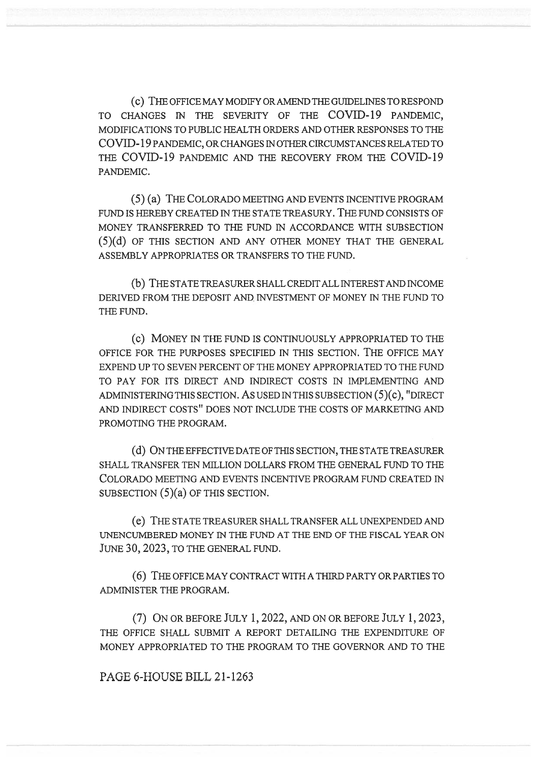(c) THE OFFICE MAY MODIFY OR AMEND THE GUIDELINES TO RESPOND TO CHANGES IN THE SEVERITY OF THE COVID-19 PANDEMIC, MODIFICATIONS TO PUBLIC HEALTH ORDERS AND OTHER RESPONSES TO THE COVID-19 PANDEMIC, OR CHANGES IN OTHER CIRCUMSTANCES RELATED TO THE COVID-19 PANDEMIC AND THE RECOVERY FROM THE COVID-19 PANDEMIC.

(5) (a) THE COLORADO MEETING AND EVENTS INCENTIVE PROGRAM FUND IS HEREBY CREATED IN THE STATE TREASURY. THE FUND CONSISTS OF MONEY TRANSFERRED TO THE FUND IN ACCORDANCE WITH SUBSECTION (5)(d) OF THIS SECTION AND ANY OTHER MONEY THAT THE GENERAL ASSEMBLY APPROPRIATES OR TRANSFERS TO THE FUND.

(b) THE STATE TREASURER SHALL CREDIT ALL INTEREST AND INCOME DERIVED FROM THE DEPOSIT AND INVESTMENT OF MONEY IN THE FUND TO THE FUND.

(c) MONEY IN THE FUND IS CONTINUOUSLY APPROPRIATED TO THE OFFICE FOR THE PURPOSES SPECIFIED IN THIS SECTION. THE OFFICE MAY EXPEND UP TO SEVEN PERCENT OF THE MONEY APPROPRIATED TO THE FUND TO PAY FOR ITS DIRECT AND INDIRECT COSTS IN IMPLEMENTING AND ADMINISTERING THIS SECTION. AS USED IN THIS SUBSECTION (5)(c), "DIRECT AND INDIRECT COSTS" DOES NOT INCLUDE THE COSTS OF MARKETING AND PROMOTING THE PROGRAM.

(d) ON THE EFFECTIVE DATE OF THIS SECTION, THE STATE TREASURER SHALL TRANSFER TEN MILLION DOLLARS FROM THE GENERAL FUND TO THE COLORADO MEETING AND EVENTS INCENTIVE PROGRAM FUND CREATED IN SUBSECTION (5)(a) OF THIS SECTION.

(e) THE STATE TREASURER SHALL TRANSFER ALL UNEXPENDED AND UNENCUMBERED MONEY IN THE FUND AT THE END OF THE FISCAL YEAR ON JUNE 30, 2023, TO THE GENERAL FUND.

(6) THE OFFICE MAY CONTRACT WITH A THIRD PARTY OR PARTIES TO ADMINISTER THE PROGRAM.

(7) ON OR BEFORE JULY 1, 2022, AND ON OR BEFORE JULY 1, 2023, THE OFFICE SHALL SUBMIT A REPORT DETAILING THE EXPENDITURE OF MONEY APPROPRIATED TO THE PROGRAM TO THE GOVERNOR AND TO THE

PAGE 6-HOUSE BILL 21-1263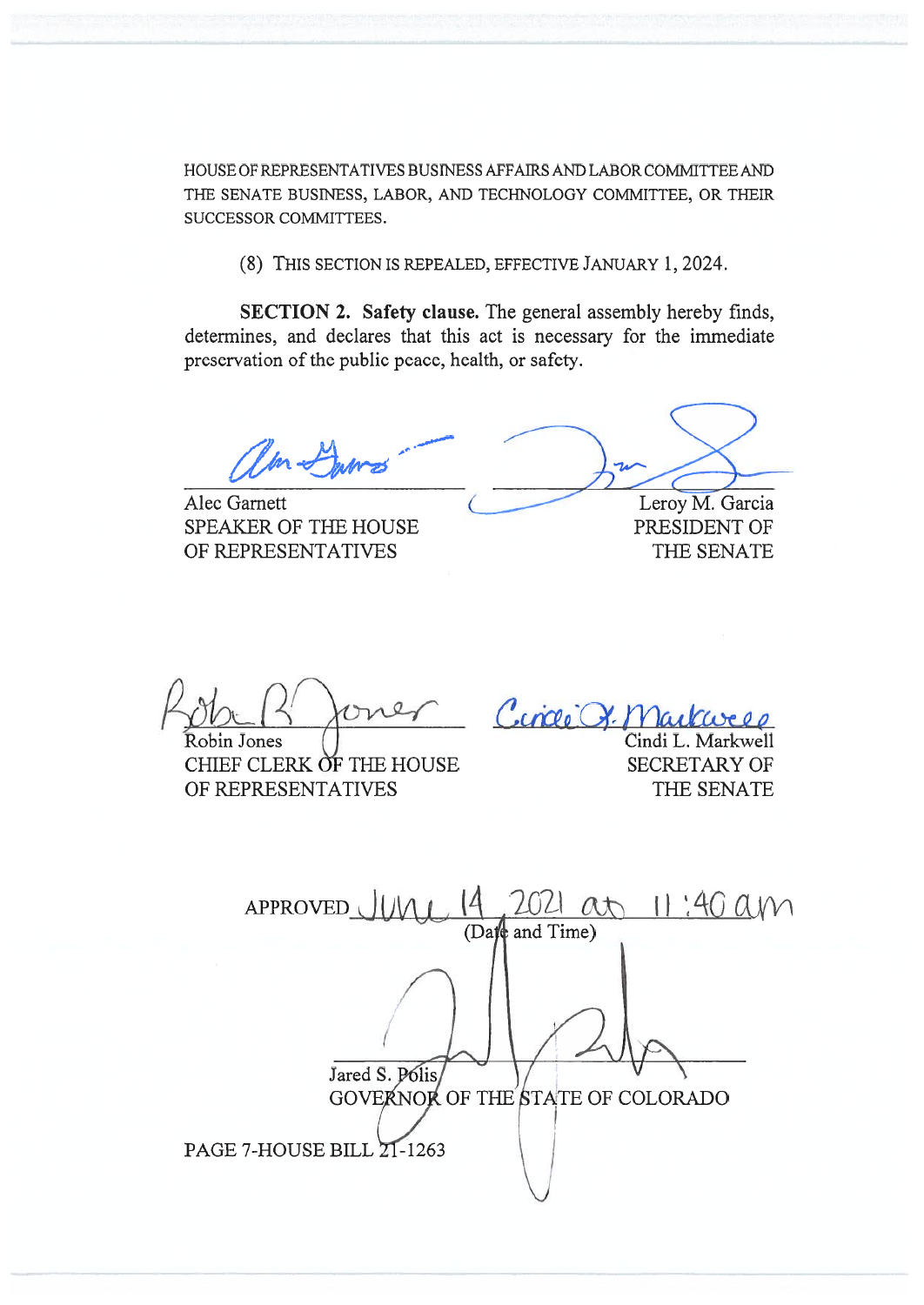HOUSE OF REPRESENTATIVES BUSINESS AFFAIRS AND LABOR COMMITTEE AND THE SENATE BUSINESS, LABOR, AND TECHNOLOGY COMMITTEE, OR THEIR SUCCESSOR COMMITTEES.

(8) THIS SECTION IS REPEALED, EFFECTIVE JANUARY 1, 2024.

**SECTION 2. Safety clause.** The general assembly hereby finds, determines, and declares that this act is necessary for the immediate preservation of the public peace, health, or safety.

Alec Garnett
SPEAKER OF THE HOUSE
OF REPRESENTATIVES

Leroy M. Garcia
PRESIDENT OF
THE SENATE

Robin Jones
CHIEF CLERK OF THE HOUSE
OF REPRESENTATIVES

Cindi L. Markwell
SECRETARY OF
THE SENATE

APPROVED June 14, 2021 at 11:40 am
(Date and Time)

Jared S. Polis
GOVERNOR OF THE STATE OF COLORADO

PAGE 7-HOUSE BILL 21-1263